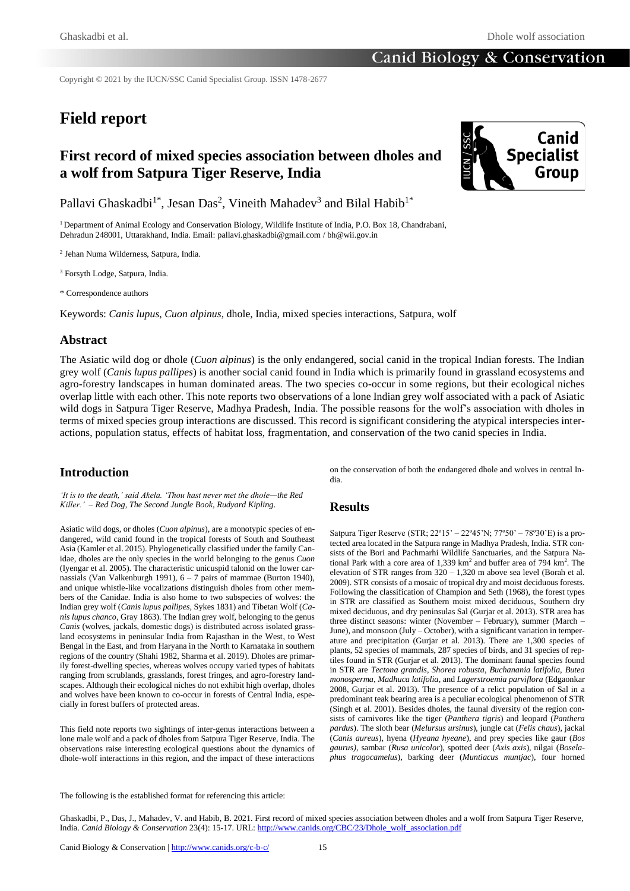Copyright © 2021 by the IUCN/SSC Canid Specialist Group. ISSN 1478-2677

# Field report

## First record of mixed species association between dholes and a wolf from Satpura Tiger Reserve, India

Pallavi Ghaskadbi[1*], Jesan Das[2], Vineith Mahadev[3] and Bilal Habib[1*]

[1] Department of Animal Ecology and Conservation Biology, Wildlife Institute of India, P.O. Box 18, Chandrabani, Dehradun 248001, Uttarakhand, India. Email: pallavi.ghaskadbi@gmail.com / bh@wii.gov.in

[2] Jehan Numa Wilderness, Satpura, India.

[3] Forsyth Lodge, Satpura, India.

\* Correspondence authors

Keywords: *Canis lupus*, *Cuon alpinus*, dhole, India, mixed species interactions, Satpura, wolf

## Abstract

The Asiatic wild dog or dhole (*Cuon alpinus*) is the only endangered, social canid in the tropical Indian forests. The Indian grey wolf (*Canis lupus pallipes*) is another social canid found in India which is primarily found in grassland ecosystems and agro-forestry landscapes in human dominated areas. The two species co-occur in some regions, but their ecological niches overlap little with each other. This note reports two observations of a lone Indian grey wolf associated with a pack of Asiatic wild dogs in Satpura Tiger Reserve, Madhya Pradesh, India. The possible reasons for the wolf's association with dholes in terms of mixed species group interactions are discussed. This record is significant considering the atypical interspecies interactions, population status, effects of habitat loss, fragmentation, and conservation of the two canid species in India.

## Introduction

*'It is to the death,' said Akela. 'Thou hast never met the dhole—the Red Killer.' – Red Dog, The Second Jungle Book, Rudyard Kipling*.

Asiatic wild dogs, or dholes (*Cuon alpinus*), are a monotypic species of endangered, wild canid found in the tropical forests of South and Southeast Asia (Kamler et al. 2015). Phylogenetically classified under the family Canidae, dholes are the only species in the world belonging to the genus *Cuon* (Iyengar et al. 2005). The characteristic unicuspid talonid on the lower carnassials (Van Valkenburgh 1991), 6 – 7 pairs of mammae (Burton 1940), and unique whistle-like vocalizations distinguish dholes from other members of the Canidae. India is also home to two subspecies of wolves: the Indian grey wolf (*Canis lupus pallipes*, Sykes 1831) and Tibetan Wolf (*Canis lupus chanco*, Gray 1863). The Indian grey wolf, belonging to the genus *Canis* (wolves, jackals, domestic dogs) is distributed across isolated grassland ecosystems in peninsular India from Rajasthan in the West, to West Bengal in the East, and from Haryana in the North to Karnataka in southern regions of the country (Shahi 1982, Sharma et al. 2019). Dholes are primarily forest-dwelling species, whereas wolves occupy varied types of habitats ranging from scrublands, grasslands, forest fringes, and agro-forestry landscapes. Although their ecological niches do not exhibit high overlap, dholes and wolves have been known to co-occur in forests of Central India, especially in forest buffers of protected areas.

This field note reports two sightings of inter-genus interactions between a lone male wolf and a pack of dholes from Satpura Tiger Reserve, India. The observations raise interesting ecological questions about the dynamics of dhole-wolf interactions in this region, and the impact of these interactions on the conservation of both the endangered dhole and wolves in central India.

## Results

Satpura Tiger Reserve (STR; 22º15' – 22º45'N; 77º50' – 78º30'E) is a protected area located in the Satpura range in Madhya Pradesh, India. STR consists of the Bori and Pachmarhi Wildlife Sanctuaries, and the Satpura National Park with a core area of 1,339 km$^2$ and buffer area of 794 km$^2$. The elevation of STR ranges from 320 – 1,320 m above sea level (Borah et al. 2009). STR consists of a mosaic of tropical dry and moist deciduous forests. Following the classification of Champion and Seth (1968), the forest types in STR are classified as Southern moist mixed deciduous, Southern dry mixed deciduous, and dry peninsulas Sal (Gurjar et al. 2013). STR area has three distinct seasons: winter (November – February), summer (March – June), and monsoon (July – October), with a significant variation in temperature and precipitation (Gurjar et al. 2013). There are 1,300 species of plants, 52 species of mammals, 287 species of birds, and 31 species of reptiles found in STR (Gurjar et al. 2013). The dominant faunal species found in STR are *Tectona grandis*, *Shorea robusta*, *Buchanania latifolia*, *Butea monosperma*, *Madhuca latifolia*, and *Lagerstroemia parviflora* (Edgaonkar 2008, Gurjar et al. 2013). The presence of a relict population of Sal in a predominant teak bearing area is a peculiar ecological phenomenon of STR (Singh et al. 2001). Besides dholes, the faunal diversity of the region consists of carnivores like the tiger (*Panthera tigris*) and leopard (*Panthera pardus*). The sloth bear (*Melursus ursinus*), jungle cat (*Felis chaus*), jackal (*Canis aureus*), hyena (*Hyeana hyeane*), and prey species like gaur (*Bos gaurus)*, sambar (*Rusa unicolor*), spotted deer (*Axis axis*), nilgai (*Boselaphus tragocamelus*), barking deer (*Muntiacus muntjac*), four horned

The following is the established format for referencing this article:

Ghaskadbi, P., Das, J., Mahadev, V. and Habib, B. 2021. First record of mixed species association between dholes and a wolf from Satpura Tiger Reserve, India. *Canid Biology & Conservation* 23(4): 15-17. URL: http://www.canids.org/CBC/23/Dhole_wolf_association.pdf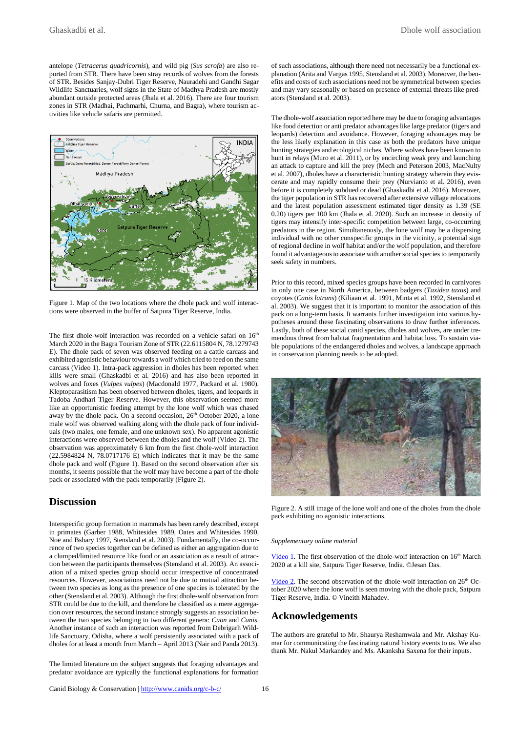antelope (*Tetracerus quadricornis*), and wild pig (*Sus scrofa*) are also reported from STR. There have been stray records of wolves from the forests of STR. Besides Sanjay-Dubri Tiger Reserve, Nauradehi and Gandhi Sagar Wildlife Sanctuaries, wolf signs in the State of Madhya Pradesh are mostly abundant outside protected areas (Jhala et al. 2016). There are four tourism zones in STR (Madhai, Pachmarhi, Churna, and Bagra), where tourism activities like vehicle safaris are permitted.

Figure 1. Map of the two locations where the dhole pack and wolf interactions were observed in the buffer of Satpura Tiger Reserve, India.

The first dhole-wolf interaction was recorded on a vehicle safari on 16th March 2020 in the Bagra Tourism Zone of STR (22.6115804 N, 78.1279743 E). The dhole pack of seven was observed feeding on a cattle carcass and exhibited agonistic behaviour towards a wolf which tried to feed on the same carcass (Video 1). Intra-pack aggression in dholes has been reported when kills were small (Ghaskadbi et al. 2016) and has also been reported in wolves and foxes (*Vulpes vulpes*) (Macdonald 1977, Packard et al. 1980). Kleptoparasitism has been observed between dholes, tigers, and leopards in Tadoba Andhari Tiger Reserve. However, this observation seemed more like an opportunistic feeding attempt by the lone wolf which was chased away by the dhole pack. On a second occasion, 26th October 2020, a lone male wolf was observed walking along with the dhole pack of four individuals (two males, one female, and one unknown sex). No apparent agonistic interactions were observed between the dholes and the wolf (Video 2). The observation was approximately 6 km from the first dhole-wolf interaction (22.5984824 N, 78.0717176 E) which indicates that it may be the same dhole pack and wolf (Figure 1). Based on the second observation after six months, it seems possible that the wolf may have become a part of the dhole pack or associated with the pack temporarily (Figure 2).

## Discussion

Interspecific group formation in mammals has been rarely described, except in primates (Garber 1988, Whitesides 1989, Oates and Whitesides 1990, Noë and Bshary 1997, Stensland et al. 2003). Fundamentally, the co-occurrence of two species together can be defined as either an aggregation due to a clumped/limited resource like food or an association as a result of attraction between the participants themselves (Stensland et al. 2003). An association of a mixed species group should occur irrespective of concentrated resources. However, associations need not be due to mutual attraction between two species as long as the presence of one species is tolerated by the other (Stensland et al. 2003). Although the first dhole-wolf observation from STR could be due to the kill, and therefore be classified as a mere aggregation over resources, the second instance strongly suggests an association between the two species belonging to two different genera: *Cuon* and *Canis*. Another instance of such an interaction was reported from Debrigarh Wildlife Sanctuary, Odisha, where a wolf persistently associated with a pack of dholes for at least a month from March – April 2013 (Nair and Panda 2013).

The limited literature on the subject suggests that foraging advantages and predator avoidance are typically the functional explanations for formation of such associations, although there need not necessarily be a functional explanation (Arita and Vargas 1995, Stensland et al. 2003). Moreover, the benefits and costs of such associations need not be symmetrical between species and may vary seasonally or based on presence of external threats like predators (Stensland et al. 2003).

The dhole-wolf association reported here may be due to foraging advantages like food detection or anti predator advantages like large predator (tigers and leopards) detection and avoidance. However, foraging advantages may be the less likely explanation in this case as both the predators have unique hunting strategies and ecological niches. Where wolves have been known to hunt in relays (Muro et al. 2011), or by encircling weak prey and launching an attack to capture and kill the prey (Mech and Peterson 2003, MacNulty et al. 2007), dholes have a characteristic hunting strategy wherein they eviscerate and may rapidly consume their prey (Nurvianto et al. 2016), even before it is completely subdued or dead (Ghaskadbi et al. 2016). Moreover, the tiger population in STR has recovered after extensive village relocations and the latest population assessment estimated tiger density as 1.39 (SE 0.20) tigers per 100 km (Jhala et al. 2020). Such an increase in density of tigers may intensify inter-specific competition between large, co-occurring predators in the region. Simultaneously, the lone wolf may be a dispersing individual with no other conspecific groups in the vicinity, a potential sign of regional decline in wolf habitat and/or the wolf population, and therefore found it advantageous to associate with another social species to temporarily seek safety in numbers.

Prior to this record, mixed species groups have been recorded in carnivores in only one case in North America, between badgers (*Taxidea taxus*) and coyotes (*Canis latrans*) (Kiliaan et al. 1991, Minta et al. 1992, Stensland et al. 2003). We suggest that it is important to monitor the association of this pack on a long-term basis. It warrants further investigation into various hypotheses around these fascinating observations to draw further inferences. Lastly, both of these social canid species, dholes and wolves, are under tremendous threat from habitat fragmentation and habitat loss. To sustain viable populations of the endangered dholes and wolves, a landscape approach in conservation planning needs to be adopted.

Figure 2. A still image of the lone wolf and one of the dholes from the dhole pack exhibiting no agonistic interactions.

*Supplementary online material*

Video 1. The first observation of the dhole-wolf interaction on 16th March 2020 at a kill site, Satpura Tiger Reserve, India. ©Jesan Das.

Video 2. The second observation of the dhole-wolf interaction on 26th October 2020 where the lone wolf is seen moving with the dhole pack, Satpura Tiger Reserve, India. © Vineith Mahadev.

## Acknowledgements

The authors are grateful to Mr. Shaurya Reshamwala and Mr. Akshay Kumar for communicating the fascinating natural history events to us. We also thank Mr. Nakul Markandey and Ms. Akanksha Saxena for their inputs.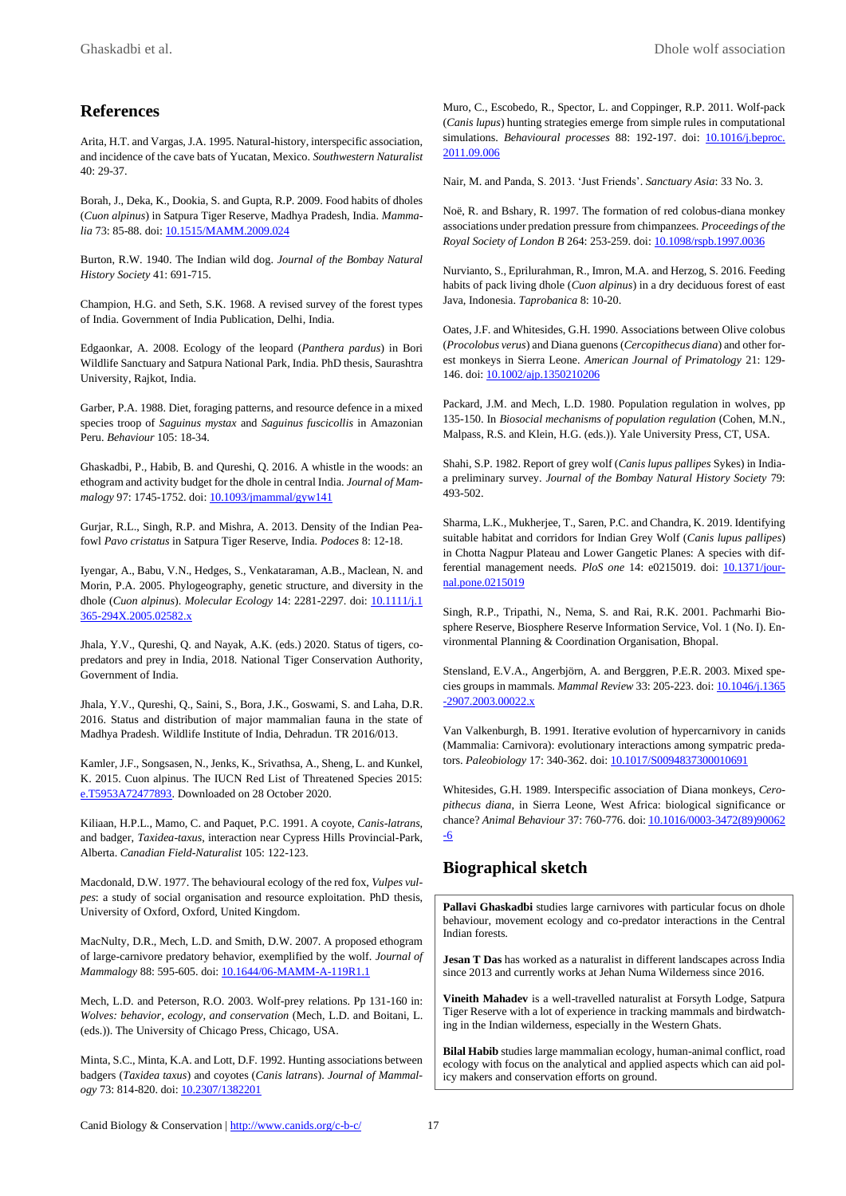## References

Arita, H.T. and Vargas, J.A. 1995. Natural-history, interspecific association, and incidence of the cave bats of Yucatan, Mexico. *Southwestern Naturalist* 40: 29-37.

Borah, J., Deka, K., Dookia, S. and Gupta, R.P. 2009. Food habits of dholes (*Cuon alpinus*) in Satpura Tiger Reserve, Madhya Pradesh, India. *Mammalia* 73: 85-88. doi: 10.1515/MAMM.2009.024

Burton, R.W. 1940. The Indian wild dog. *Journal of the Bombay Natural History Society* 41: 691-715.

Champion, H.G. and Seth, S.K. 1968. A revised survey of the forest types of India. Government of India Publication, Delhi, India.

Edgaonkar, A. 2008. Ecology of the leopard (*Panthera pardus*) in Bori Wildlife Sanctuary and Satpura National Park, India. PhD thesis, Saurashtra University, Rajkot, India.

Garber, P.A. 1988. Diet, foraging patterns, and resource defence in a mixed species troop of *Saguinus mystax* and *Saguinus fuscicollis* in Amazonian Peru. *Behaviour* 105: 18-34.

Ghaskadbi, P., Habib, B. and Qureshi, Q. 2016. A whistle in the woods: an ethogram and activity budget for the dhole in central India. *Journal of Mammalogy* 97: 1745-1752. doi: 10.1093/jmammal/gyw141

Gurjar, R.L., Singh, R.P. and Mishra, A. 2013. Density of the Indian Peafowl *Pavo cristatus* in Satpura Tiger Reserve, India. *Podoces* 8: 12-18.

Iyengar, A., Babu, V.N., Hedges, S., Venkataraman, A.B., Maclean, N. and Morin, P.A. 2005. Phylogeography, genetic structure, and diversity in the dhole (*Cuon alpinus*). *Molecular Ecology* 14: 2281-2297. doi: 10.1111/j.1365-294X.2005.02582.x

Jhala, Y.V., Qureshi, Q. and Nayak, A.K. (eds.) 2020. Status of tigers, copredators and prey in India, 2018. National Tiger Conservation Authority, Government of India.

Jhala, Y.V., Qureshi, Q., Saini, S., Bora, J.K., Goswami, S. and Laha, D.R. 2016. Status and distribution of major mammalian fauna in the state of Madhya Pradesh. Wildlife Institute of India, Dehradun. TR 2016/013.

Kamler, J.F., Songsasen, N., Jenks, K., Srivathsa, A., Sheng, L. and Kunkel, K. 2015. Cuon alpinus. The IUCN Red List of Threatened Species 2015: e.T5953A72477893. Downloaded on 28 October 2020.

Kiliaan, H.P.L., Mamo, C. and Paquet, P.C. 1991. A coyote, *Canis-latrans*, and badger, *Taxidea-taxus*, interaction near Cypress Hills Provincial-Park, Alberta. *Canadian Field-Naturalist* 105: 122-123.

Macdonald, D.W. 1977. The behavioural ecology of the red fox, *Vulpes vulpes*: a study of social organisation and resource exploitation. PhD thesis, University of Oxford, Oxford, United Kingdom.

MacNulty, D.R., Mech, L.D. and Smith, D.W. 2007. A proposed ethogram of large-carnivore predatory behavior, exemplified by the wolf. *Journal of Mammalogy* 88: 595-605. doi: 10.1644/06-MAMM-A-119R1.1

Mech, L.D. and Peterson, R.O. 2003. Wolf-prey relations. Pp 131-160 in: *Wolves: behavior, ecology, and conservation* (Mech, L.D. and Boitani, L. (eds.)). The University of Chicago Press, Chicago, USA.

Minta, S.C., Minta, K.A. and Lott, D.F. 1992. Hunting associations between badgers (*Taxidea taxus*) and coyotes (*Canis latrans*). *Journal of Mammalogy* 73: 814-820. doi: 10.2307/1382201

Muro, C., Escobedo, R., Spector, L. and Coppinger, R.P. 2011. Wolf-pack (*Canis lupus*) hunting strategies emerge from simple rules in computational simulations. *Behavioural processes* 88: 192-197. doi: 10.1016/j.beproc.2011.09.006

Nair, M. and Panda, S. 2013. 'Just Friends'. *Sanctuary Asia*: 33 No. 3.

Noë, R. and Bshary, R. 1997. The formation of red colobus-diana monkey associations under predation pressure from chimpanzees. *Proceedings of the Royal Society of London B* 264: 253-259. doi: 10.1098/rspb.1997.0036

Nurvianto, S., Eprilurahman, R., Imron, M.A. and Herzog, S. 2016. Feeding habits of pack living dhole (*Cuon alpinus*) in a dry deciduous forest of east Java, Indonesia. *Taprobanica* 8: 10-20.

Oates, J.F. and Whitesides, G.H. 1990. Associations between Olive colobus (*Procolobus verus*) and Diana guenons (*Cercopithecus diana*) and other forest monkeys in Sierra Leone. *American Journal of Primatology* 21: 129-146. doi: 10.1002/ajp.1350210206

Packard, J.M. and Mech, L.D. 1980. Population regulation in wolves, pp 135-150. In *Biosocial mechanisms of population regulation* (Cohen, M.N., Malpass, R.S. and Klein, H.G. (eds.)). Yale University Press, CT, USA.

Shahi, S.P. 1982. Report of grey wolf (*Canis lupus pallipes* Sykes) in India- a preliminary survey. *Journal of the Bombay Natural History Society* 79: 493-502.

Sharma, L.K., Mukherjee, T., Saren, P.C. and Chandra, K. 2019. Identifying suitable habitat and corridors for Indian Grey Wolf (*Canis lupus pallipes*) in Chotta Nagpur Plateau and Lower Gangetic Planes: A species with differential management needs. *PloS one* 14: e0215019. doi: 10.1371/journal.pone.0215019

Singh, R.P., Tripathi, N., Nema, S. and Rai, R.K. 2001. Pachmarhi Biosphere Reserve, Biosphere Reserve Information Service, Vol. 1 (No. I). Environmental Planning & Coordination Organisation, Bhopal.

Stensland, E.V.A., Angerbjörn, A. and Berggren, P.E.R. 2003. Mixed species groups in mammals. *Mammal Review* 33: 205-223. doi: 10.1046/j.1365-2907.2003.00022.x

Van Valkenburgh, B. 1991. Iterative evolution of hypercarnivory in canids (Mammalia: Carnivora): evolutionary interactions among sympatric predators. *Paleobiology* 17: 340-362. doi: 10.1017/S0094837300010691

Whitesides, G.H. 1989. Interspecific association of Diana monkeys, *Ceropithecus diana*, in Sierra Leone, West Africa: biological significance or chance? *Animal Behaviour* 37: 760-776. doi: 10.1016/0003-3472(89)90062-6

## Biographical sketch

**Pallavi Ghaskadbi** studies large carnivores with particular focus on dhole behaviour, movement ecology and co-predator interactions in the Central Indian forests.

**Jesan T Das** has worked as a naturalist in different landscapes across India since 2013 and currently works at Jehan Numa Wilderness since 2016.

**Vineith Mahadev** is a well-travelled naturalist at Forsyth Lodge, Satpura Tiger Reserve with a lot of experience in tracking mammals and birdwatching in the Indian wilderness, especially in the Western Ghats.

**Bilal Habib** studies large mammalian ecology, human-animal conflict, road ecology with focus on the analytical and applied aspects which can aid policy makers and conservation efforts on ground.